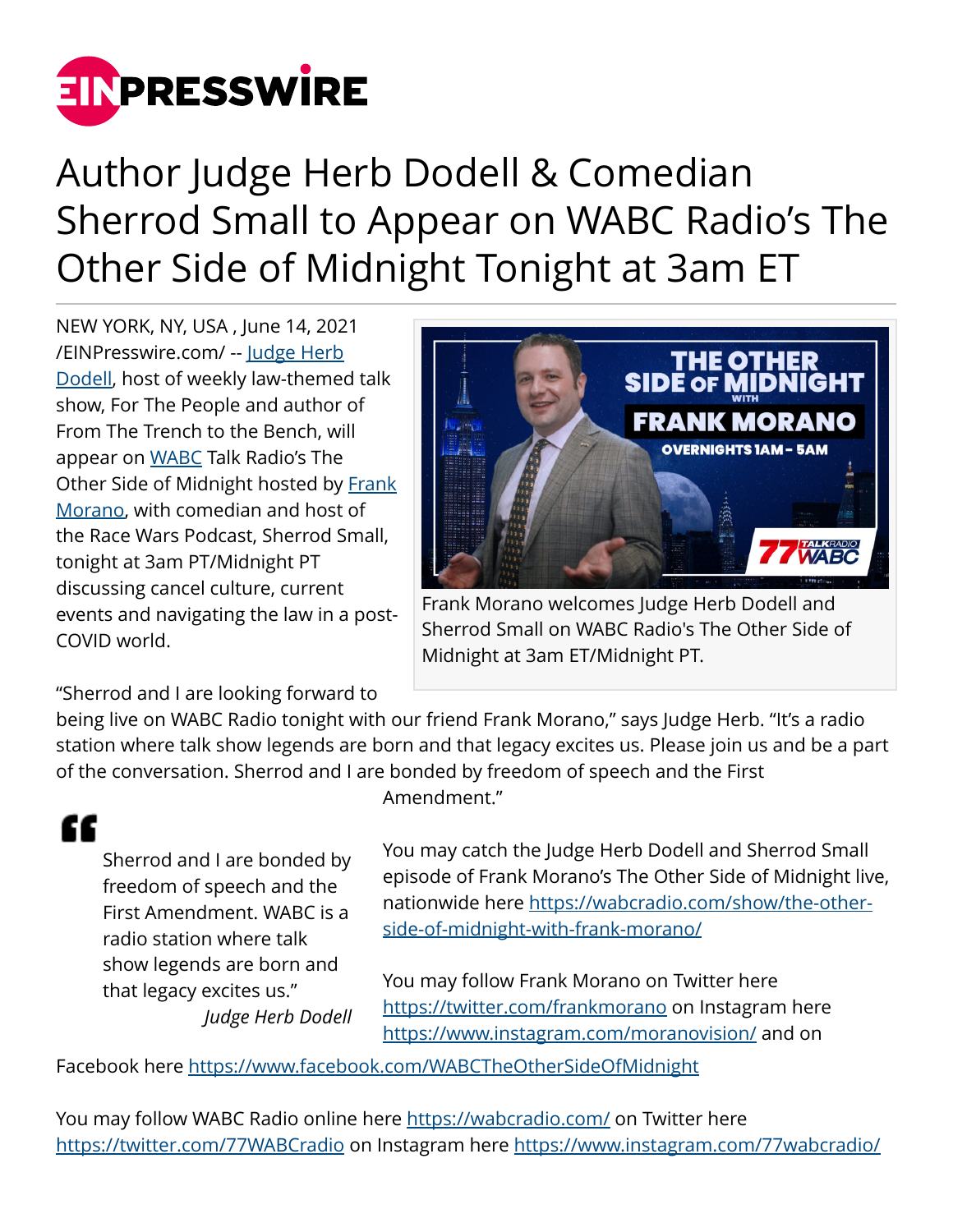# Author Judge Herb Dodell & Comedian Sherrod Small to Appear on WABC Radio's The Other Side of Midnight Tonight at 3am ET

NEW YORK, NY, USA , June 14, 2021 /EINPresswire.com/ -- Judge Herb Dodell, host of weekly law-themed talk show, For The People and author of From The Trench to the Bench, will appear on WABC Talk Radio's The Other Side of Midnight hosted by Frank Morano, with comedian and host of the Race Wars Podcast, Sherrod Small, tonight at 3am PT/Midnight PT discussing cancel culture, current events and navigating the law in a post-COVID world.

Frank Morano welcomes Judge Herb Dodell and Sherrod Small on WABC Radio's The Other Side of Midnight at 3am ET/Midnight PT.

"Sherrod and I are looking forward to being live on WABC Radio tonight with our friend Frank Morano," says Judge Herb. "It's a radio station where talk show legends are born and that legacy excites us. Please join us and be a part of the conversation. Sherrod and I are bonded by freedom of speech and the First Amendment."

> "Sherrod and I are bonded by freedom of speech and the First Amendment. WABC is a radio station where talk show legends are born and that legacy excites us."
>
> *Judge Herb Dodell*

You may catch the Judge Herb Dodell and Sherrod Small episode of Frank Morano's The Other Side of Midnight live, nationwide here https://wabcradio.com/show/the-other-side-of-midnight-with-frank-morano/

You may follow Frank Morano on Twitter here https://twitter.com/frankmorano on Instagram here https://www.instagram.com/moranovision/ and on Facebook here https://www.facebook.com/WABCTheOtherSideOfMidnight

You may follow WABC Radio online here https://wabcradio.com/ on Twitter here https://twitter.com/77WABCradio on Instagram here https://www.instagram.com/77wabcradio/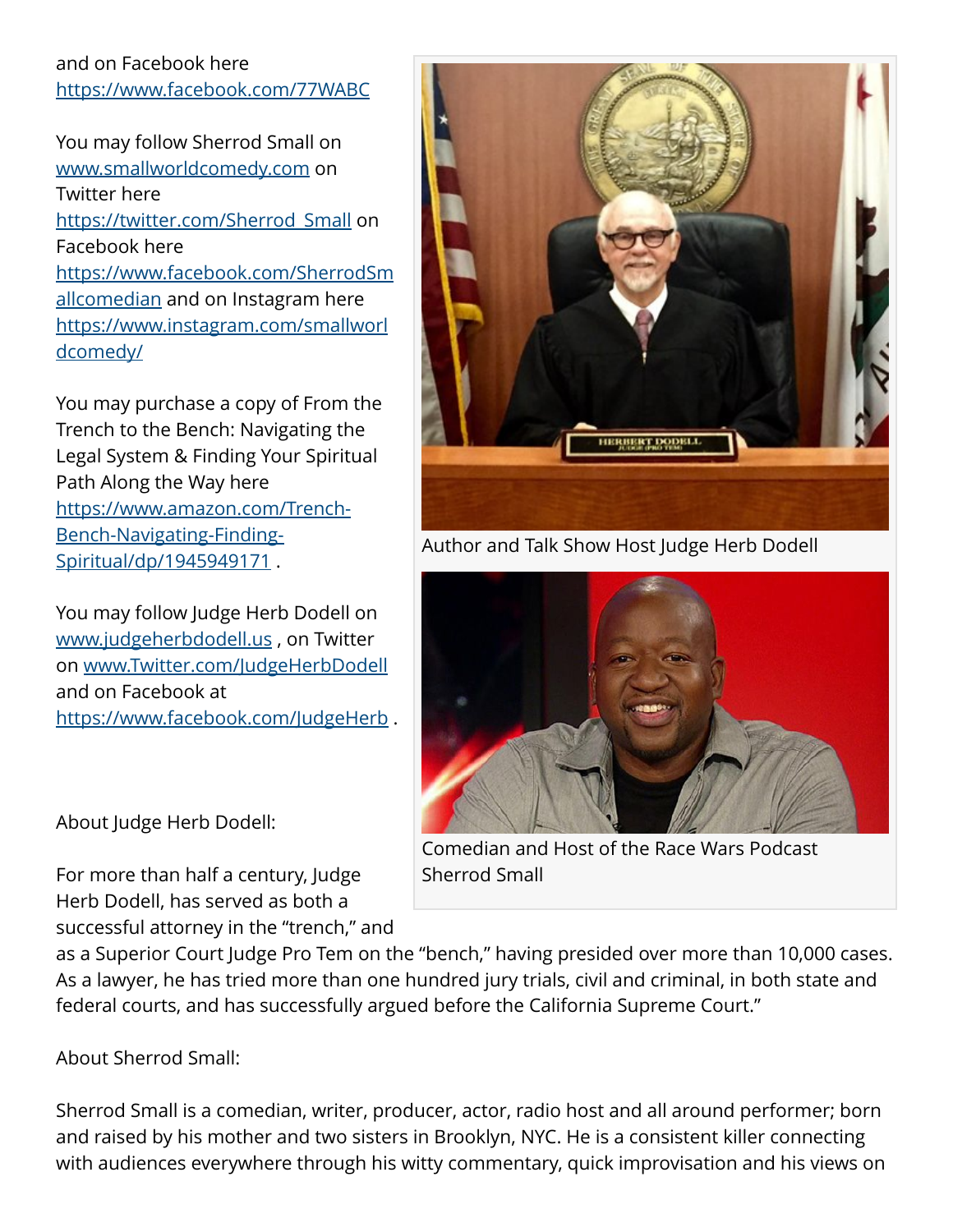and on Facebook here https://www.facebook.com/77WABC

You may follow Sherrod Small on www.smallworldcomedy.com on Twitter here https://twitter.com/Sherrod_Small on Facebook here https://www.facebook.com/SherrodSmallcomedian and on Instagram here https://www.instagram.com/smallworldcomedy/

You may purchase a copy of From the Trench to the Bench: Navigating the Legal System & Finding Your Spiritual Path Along the Way here https://www.amazon.com/Trench-Bench-Navigating-Finding-Spiritual/dp/1945949171 .

You may follow Judge Herb Dodell on www.judgeherbdodell.us , on Twitter on www.Twitter.com/JudgeHerbDodell and on Facebook at https://www.facebook.com/JudgeHerb .

Author and Talk Show Host Judge Herb Dodell

Comedian and Host of the Race Wars Podcast Sherrod Small

About Judge Herb Dodell:

For more than half a century, Judge Herb Dodell, has served as both a successful attorney in the "trench," and as a Superior Court Judge Pro Tem on the "bench," having presided over more than 10,000 cases. As a lawyer, he has tried more than one hundred jury trials, civil and criminal, in both state and federal courts, and has successfully argued before the California Supreme Court."

About Sherrod Small:

Sherrod Small is a comedian, writer, producer, actor, radio host and all around performer; born and raised by his mother and two sisters in Brooklyn, NYC. He is a consistent killer connecting with audiences everywhere through his witty commentary, quick improvisation and his views on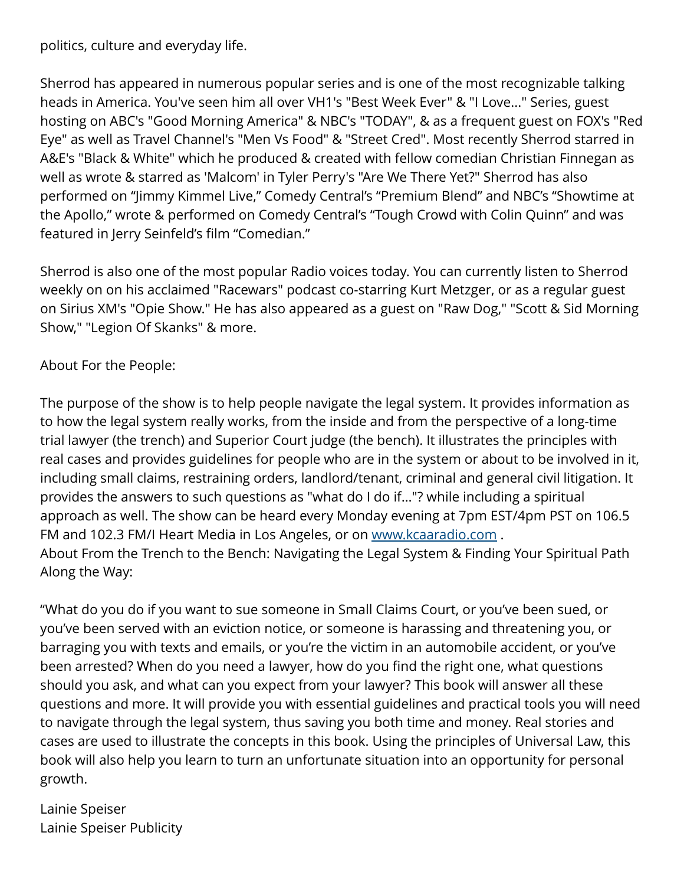politics, culture and everyday life.

Sherrod has appeared in numerous popular series and is one of the most recognizable talking heads in America. You've seen him all over VH1's "Best Week Ever" & "I Love..." Series, guest hosting on ABC's "Good Morning America" & NBC's "TODAY", & as a frequent guest on FOX's "Red Eye" as well as Travel Channel's "Men Vs Food" & "Street Cred". Most recently Sherrod starred in A&E's "Black & White" which he produced & created with fellow comedian Christian Finnegan as well as wrote & starred as 'Malcom' in Tyler Perry's "Are We There Yet?" Sherrod has also performed on "Jimmy Kimmel Live," Comedy Central's "Premium Blend" and NBC's "Showtime at the Apollo," wrote & performed on Comedy Central's "Tough Crowd with Colin Quinn" and was featured in Jerry Seinfeld's film "Comedian."

Sherrod is also one of the most popular Radio voices today. You can currently listen to Sherrod weekly on on his acclaimed "Racewars" podcast co-starring Kurt Metzger, or as a regular guest on Sirius XM's "Opie Show." He has also appeared as a guest on "Raw Dog," "Scott & Sid Morning Show," "Legion Of Skanks" & more.

About For the People:

The purpose of the show is to help people navigate the legal system. It provides information as to how the legal system really works, from the inside and from the perspective of a long-time trial lawyer (the trench) and Superior Court judge (the bench). It illustrates the principles with real cases and provides guidelines for people who are in the system or about to be involved in it, including small claims, restraining orders, landlord/tenant, criminal and general civil litigation. It provides the answers to such questions as "what do I do if..."? while including a spiritual approach as well. The show can be heard every Monday evening at 7pm EST/4pm PST on 106.5 FM and 102.3 FM/I Heart Media in Los Angeles, or on [www.kcaaradio.com](http://www.kcaaradio.com) .
About From the Trench to the Bench: Navigating the Legal System & Finding Your Spiritual Path Along the Way:

"What do you do if you want to sue someone in Small Claims Court, or you've been sued, or you've been served with an eviction notice, or someone is harassing and threatening you, or barraging you with texts and emails, or you're the victim in an automobile accident, or you've been arrested? When do you need a lawyer, how do you find the right one, what questions should you ask, and what can you expect from your lawyer? This book will answer all these questions and more. It will provide you with essential guidelines and practical tools you will need to navigate through the legal system, thus saving you both time and money. Real stories and cases are used to illustrate the concepts in this book. Using the principles of Universal Law, this book will also help you learn to turn an unfortunate situation into an opportunity for personal growth.

Lainie Speiser
Lainie Speiser Publicity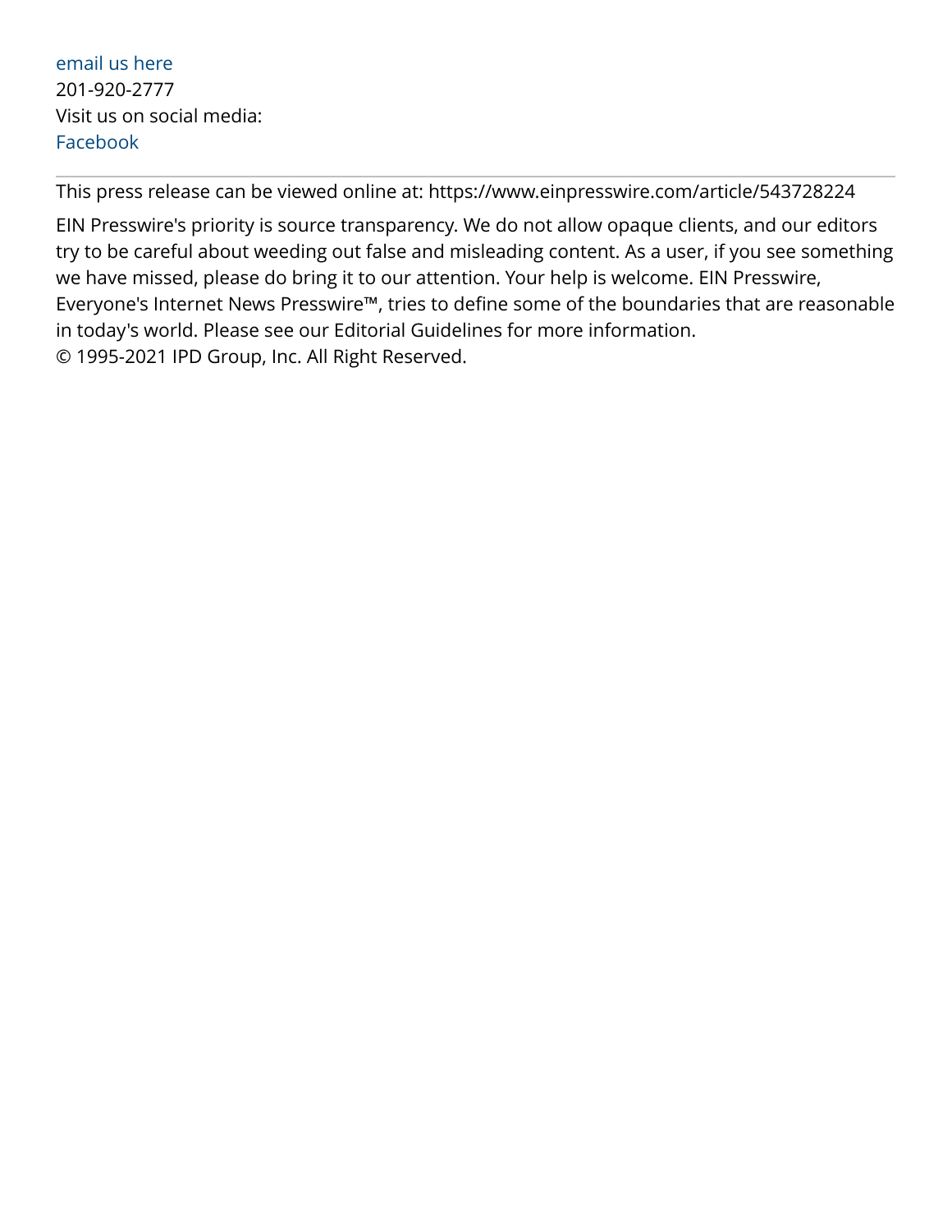email us here
201-920-2777
Visit us on social media:
Facebook

---

This press release can be viewed online at: https://www.einpresswire.com/article/543728224

EIN Presswire's priority is source transparency. We do not allow opaque clients, and our editors try to be careful about weeding out false and misleading content. As a user, if you see something we have missed, please do bring it to our attention. Your help is welcome. EIN Presswire, Everyone's Internet News Presswire™, tries to define some of the boundaries that are reasonable in today's world. Please see our Editorial Guidelines for more information.
© 1995-2021 IPD Group, Inc. All Right Reserved.